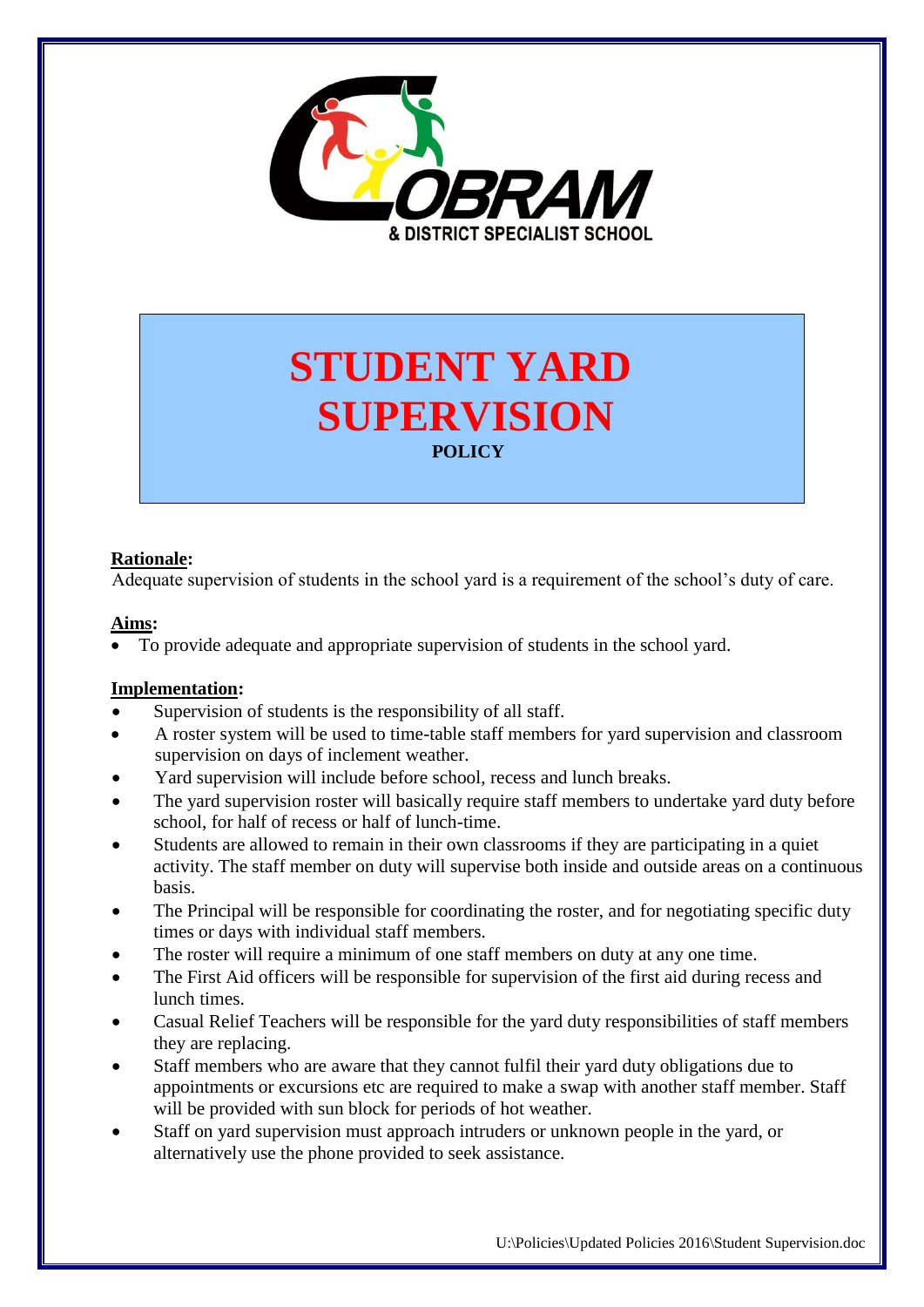COBRAM & DISTRICT SPECIALIST SCHOOL

# STUDENT YARD SUPERVISION

**POLICY**

**Rationale:**

Adequate supervision of students in the school yard is a requirement of the school's duty of care.

**Aims:**

- To provide adequate and appropriate supervision of students in the school yard.

**Implementation:**

- Supervision of students is the responsibility of all staff.
- A roster system will be used to time-table staff members for yard supervision and classroom supervision on days of inclement weather.
- Yard supervision will include before school, recess and lunch breaks.
- The yard supervision roster will basically require staff members to undertake yard duty before school, for half of recess or half of lunch-time.
- Students are allowed to remain in their own classrooms if they are participating in a quiet activity. The staff member on duty will supervise both inside and outside areas on a continuous basis.
- The Principal will be responsible for coordinating the roster, and for negotiating specific duty times or days with individual staff members.
- The roster will require a minimum of one staff members on duty at any one time.
- The First Aid officers will be responsible for supervision of the first aid during recess and lunch times.
- Casual Relief Teachers will be responsible for the yard duty responsibilities of staff members they are replacing.
- Staff members who are aware that they cannot fulfil their yard duty obligations due to appointments or excursions etc are required to make a swap with another staff member. Staff will be provided with sun block for periods of hot weather.
- Staff on yard supervision must approach intruders or unknown people in the yard, or alternatively use the phone provided to seek assistance.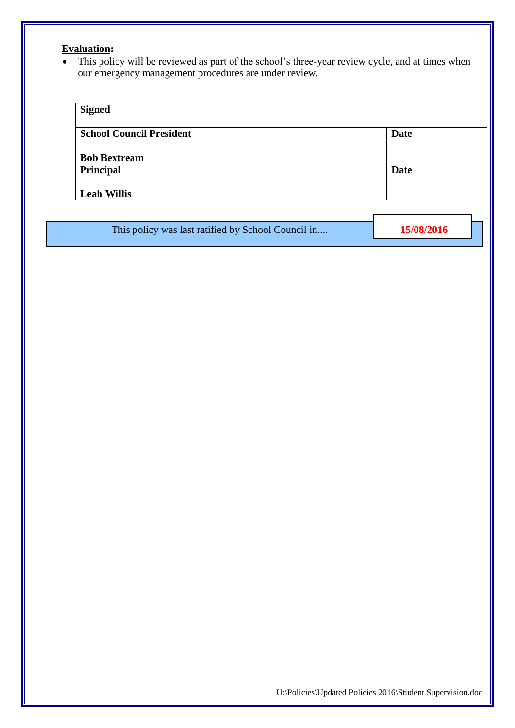**<u>Evaluation</u>:**

- This policy will be reviewed as part of the school's three-year review cycle, and at times when our emergency management procedures are under review.

| **Signed** | |
|---|---|
| **School Council President**<br><br>**Bob Bextream** | **Date** |
| **Principal**<br><br>**Leah Willis** | **Date** |

This policy was last ratified by School Council in.... **15/08/2016**

U:\Policies\Updated Policies 2016\Student Supervision.doc